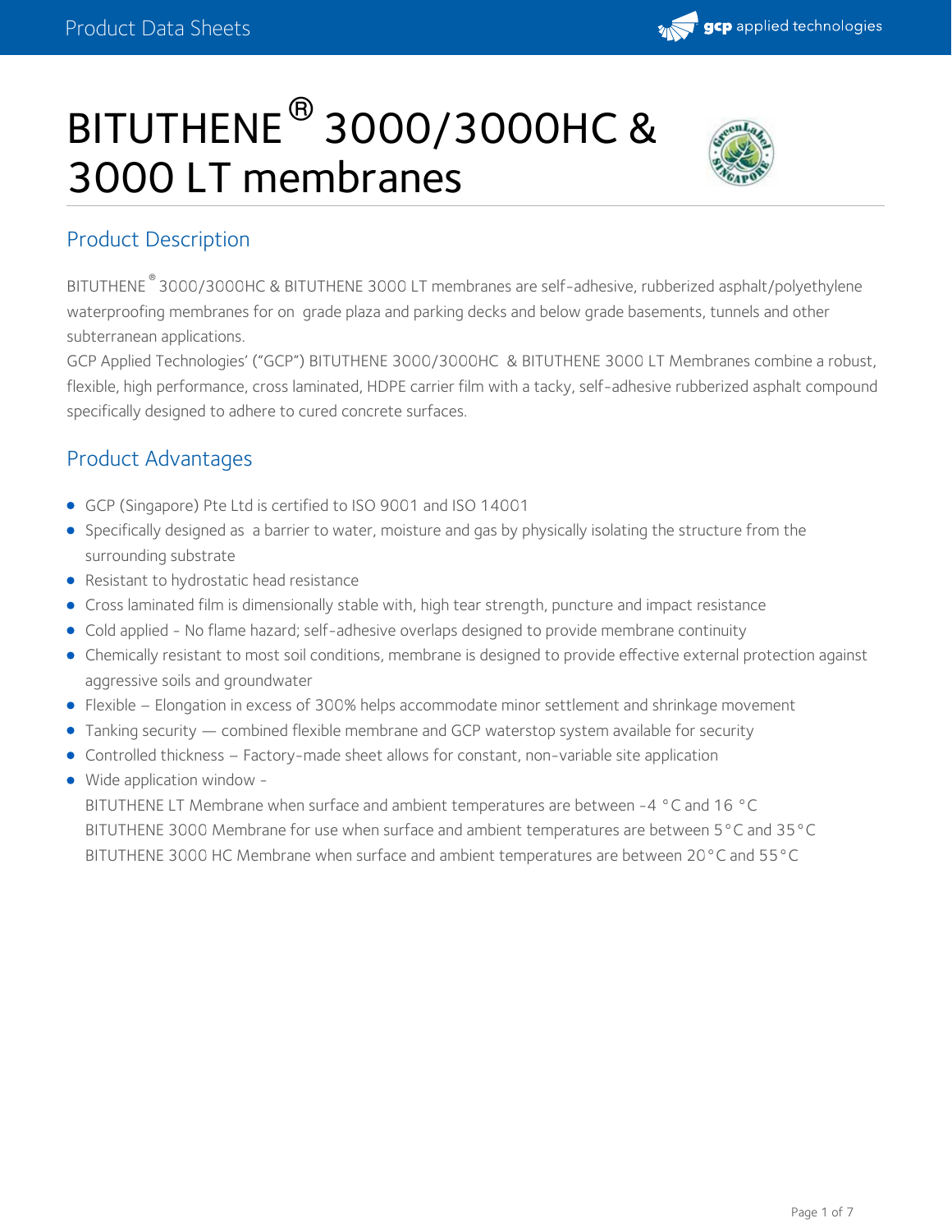# BITUTHENE® 3000/3000HC & 3000 LT membranes

## Product Description

BITUTHENE® 3000/3000HC & BITUTHENE 3000 LT membranes are self-adhesive, rubberized asphalt/polyethylene waterproofing membranes for on grade plaza and parking decks and below grade basements, tunnels and other subterranean applications.

GCP Applied Technologies' ("GCP") BITUTHENE 3000/3000HC & BITUTHENE 3000 LT Membranes combine a robust, flexible, high performance, cross laminated, HDPE carrier film with a tacky, self-adhesive rubberized asphalt compound specifically designed to adhere to cured concrete surfaces.

## Product Advantages

- GCP (Singapore) Pte Ltd is certified to ISO 9001 and ISO 14001
- Specifically designed as a barrier to water, moisture and gas by physically isolating the structure from the surrounding substrate
- Resistant to hydrostatic head resistance
- Cross laminated film is dimensionally stable with, high tear strength, puncture and impact resistance
- Cold applied - No flame hazard; self-adhesive overlaps designed to provide membrane continuity
- Chemically resistant to most soil conditions, membrane is designed to provide effective external protection against aggressive soils and groundwater
- Flexible – Elongation in excess of 300% helps accommodate minor settlement and shrinkage movement
- Tanking security — combined flexible membrane and GCP waterstop system available for security
- Controlled thickness – Factory-made sheet allows for constant, non-variable site application
- Wide application window -
  BITUTHENE LT Membrane when surface and ambient temperatures are between -4 °C and 16 °C
  BITUTHENE 3000 Membrane for use when surface and ambient temperatures are between 5°C and 35°C
  BITUTHENE 3000 HC Membrane when surface and ambient temperatures are between 20°C and 55°C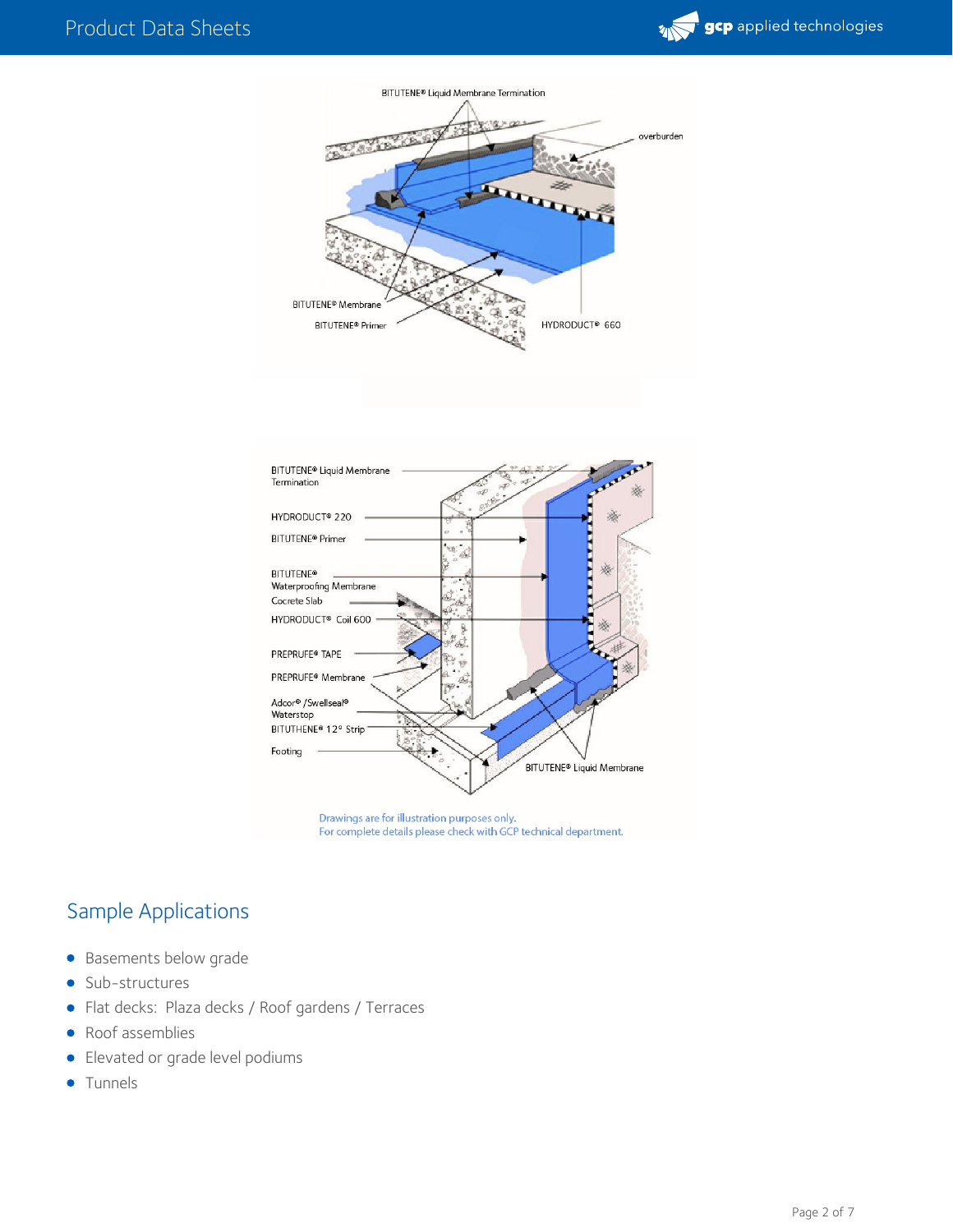BITUTENE® Liquid Membrane Termination

overburden

BITUTENE® Membrane

BITUTENE® Primer

HYDRODUCT® 660

BITUTENE® Liquid Membrane Termination

HYDRODUCT® 220

BITUTENE® Primer

BITUTENE® Waterproofing Membrane

Cocrete Slab

HYDRODUCT® Coil 600

PREPRUFE® TAPE

PREPRUFE® Membrane

Adcor® /Swellseal® Waterstop

BITUTHENE® 12" Strip

Footing

BITUTENE® Liquid Membrane

Drawings are for illustration purposes only.
For complete details please check with GCP technical department.

## Sample Applications

- Basements below grade
- Sub-structures
- Flat decks: Plaza decks / Roof gardens / Terraces
- Roof assemblies
- Elevated or grade level podiums
- Tunnels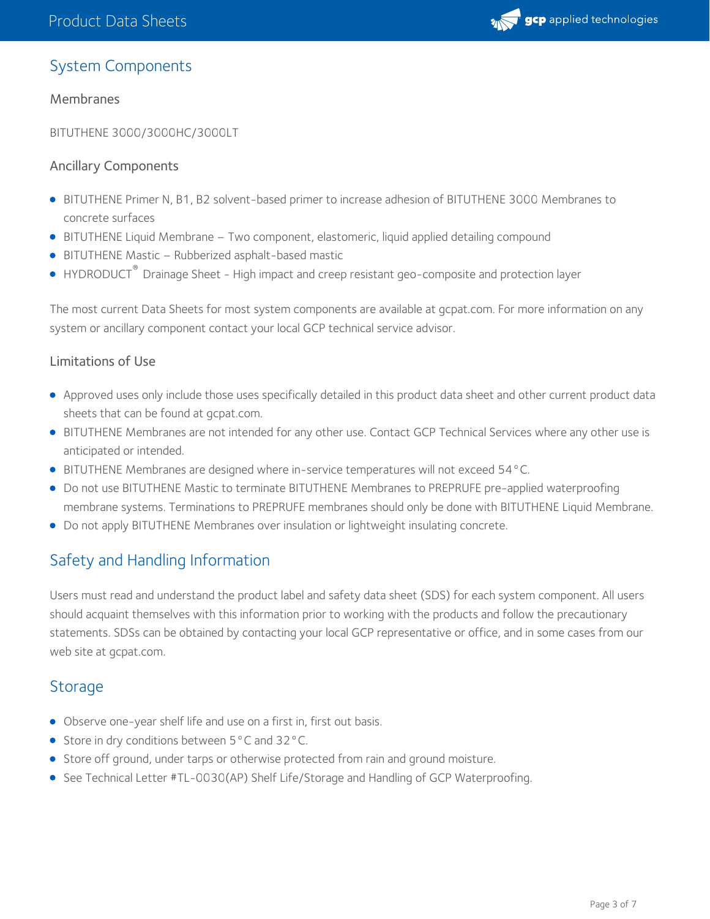## System Components

### Membranes

BITUTHENE 3000/3000HC/3000LT

### Ancillary Components

- BITUTHENE Primer N, B1, B2 solvent-based primer to increase adhesion of BITUTHENE 3000 Membranes to concrete surfaces
- BITUTHENE Liquid Membrane – Two component, elastomeric, liquid applied detailing compound
- BITUTHENE Mastic – Rubberized asphalt-based mastic
- HYDRODUCT® Drainage Sheet - High impact and creep resistant geo-composite and protection layer

The most current Data Sheets for most system components are available at gcpat.com. For more information on any system or ancillary component contact your local GCP technical service advisor.

### Limitations of Use

- Approved uses only include those uses specifically detailed in this product data sheet and other current product data sheets that can be found at gcpat.com.
- BITUTHENE Membranes are not intended for any other use. Contact GCP Technical Services where any other use is anticipated or intended.
- BITUTHENE Membranes are designed where in-service temperatures will not exceed 54°C.
- Do not use BITUTHENE Mastic to terminate BITUTHENE Membranes to PREPRUFE pre-applied waterproofing membrane systems. Terminations to PREPRUFE membranes should only be done with BITUTHENE Liquid Membrane.
- Do not apply BITUTHENE Membranes over insulation or lightweight insulating concrete.

## Safety and Handling Information

Users must read and understand the product label and safety data sheet (SDS) for each system component. All users should acquaint themselves with this information prior to working with the products and follow the precautionary statements. SDSs can be obtained by contacting your local GCP representative or office, and in some cases from our web site at gcpat.com.

## Storage

- Observe one-year shelf life and use on a first in, first out basis.
- Store in dry conditions between 5°C and 32°C.
- Store off ground, under tarps or otherwise protected from rain and ground moisture.
- See Technical Letter #TL-0030(AP) Shelf Life/Storage and Handling of GCP Waterproofing.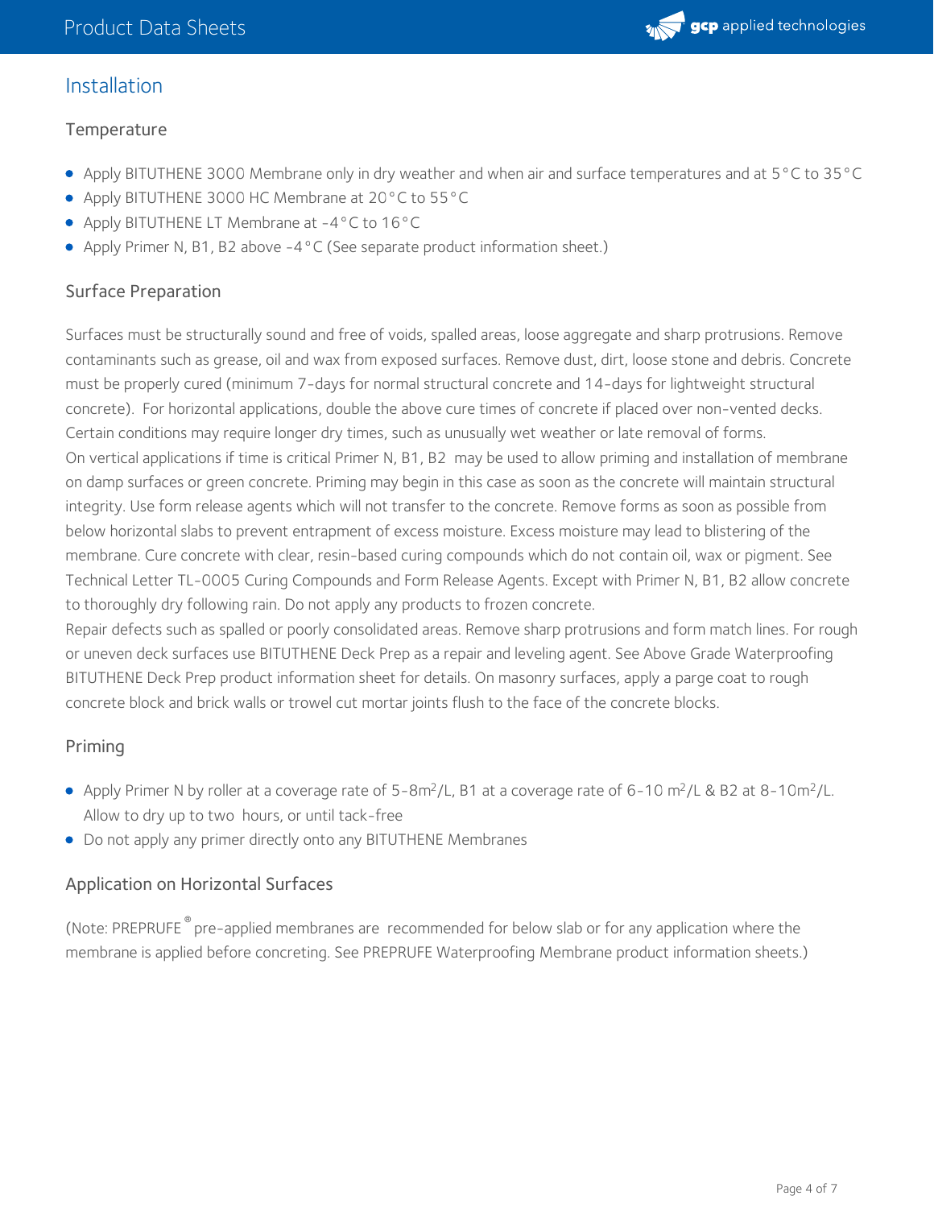## Installation

### Temperature

- Apply BITUTHENE 3000 Membrane only in dry weather and when air and surface temperatures and at 5°C to 35°C
- Apply BITUTHENE 3000 HC Membrane at 20°C to 55°C
- Apply BITUTHENE LT Membrane at -4°C to 16°C
- Apply Primer N, B1, B2 above -4°C (See separate product information sheet.)

### Surface Preparation

Surfaces must be structurally sound and free of voids, spalled areas, loose aggregate and sharp protrusions. Remove contaminants such as grease, oil and wax from exposed surfaces. Remove dust, dirt, loose stone and debris. Concrete must be properly cured (minimum 7-days for normal structural concrete and 14-days for lightweight structural concrete). For horizontal applications, double the above cure times of concrete if placed over non-vented decks. Certain conditions may require longer dry times, such as unusually wet weather or late removal of forms.

On vertical applications if time is critical Primer N, B1, B2 may be used to allow priming and installation of membrane on damp surfaces or green concrete. Priming may begin in this case as soon as the concrete will maintain structural integrity. Use form release agents which will not transfer to the concrete. Remove forms as soon as possible from below horizontal slabs to prevent entrapment of excess moisture. Excess moisture may lead to blistering of the membrane. Cure concrete with clear, resin-based curing compounds which do not contain oil, wax or pigment. See Technical Letter TL-0005 Curing Compounds and Form Release Agents. Except with Primer N, B1, B2 allow concrete to thoroughly dry following rain. Do not apply any products to frozen concrete.

Repair defects such as spalled or poorly consolidated areas. Remove sharp protrusions and form match lines. For rough or uneven deck surfaces use BITUTHENE Deck Prep as a repair and leveling agent. See Above Grade Waterproofing BITUTHENE Deck Prep product information sheet for details. On masonry surfaces, apply a parge coat to rough concrete block and brick walls or trowel cut mortar joints flush to the face of the concrete blocks.

### Priming

- Apply Primer N by roller at a coverage rate of 5-8m$^2$/L, B1 at a coverage rate of 6-10 m$^2$/L & B2 at 8-10m$^2$/L. Allow to dry up to two hours, or until tack-free
- Do not apply any primer directly onto any BITUTHENE Membranes

### Application on Horizontal Surfaces

(Note: PREPRUFE® pre-applied membranes are recommended for below slab or for any application where the membrane is applied before concreting. See PREPRUFE Waterproofing Membrane product information sheets.)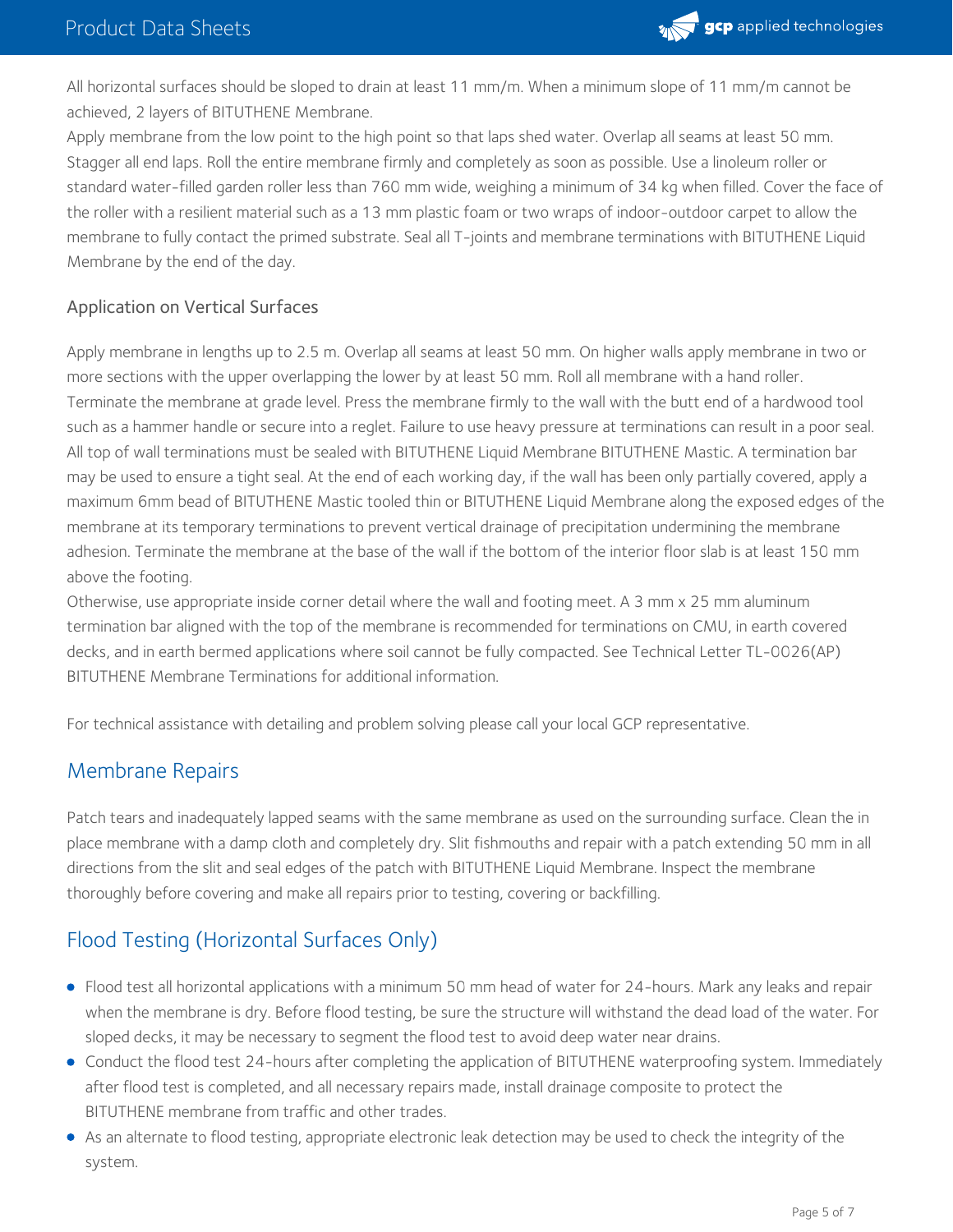All horizontal surfaces should be sloped to drain at least 11 mm/m. When a minimum slope of 11 mm/m cannot be achieved, 2 layers of BITUTHENE Membrane.

Apply membrane from the low point to the high point so that laps shed water. Overlap all seams at least 50 mm. Stagger all end laps. Roll the entire membrane firmly and completely as soon as possible. Use a linoleum roller or standard water-filled garden roller less than 760 mm wide, weighing a minimum of 34 kg when filled. Cover the face of the roller with a resilient material such as a 13 mm plastic foam or two wraps of indoor-outdoor carpet to allow the membrane to fully contact the primed substrate. Seal all T-joints and membrane terminations with BITUTHENE Liquid Membrane by the end of the day.

### Application on Vertical Surfaces

Apply membrane in lengths up to 2.5 m. Overlap all seams at least 50 mm. On higher walls apply membrane in two or more sections with the upper overlapping the lower by at least 50 mm. Roll all membrane with a hand roller. Terminate the membrane at grade level. Press the membrane firmly to the wall with the butt end of a hardwood tool such as a hammer handle or secure into a reglet. Failure to use heavy pressure at terminations can result in a poor seal. All top of wall terminations must be sealed with BITUTHENE Liquid Membrane BITUTHENE Mastic. A termination bar may be used to ensure a tight seal. At the end of each working day, if the wall has been only partially covered, apply a maximum 6mm bead of BITUTHENE Mastic tooled thin or BITUTHENE Liquid Membrane along the exposed edges of the membrane at its temporary terminations to prevent vertical drainage of precipitation undermining the membrane adhesion. Terminate the membrane at the base of the wall if the bottom of the interior floor slab is at least 150 mm above the footing.

Otherwise, use appropriate inside corner detail where the wall and footing meet. A 3 mm x 25 mm aluminum termination bar aligned with the top of the membrane is recommended for terminations on CMU, in earth covered decks, and in earth bermed applications where soil cannot be fully compacted. See Technical Letter TL-0026(AP) BITUTHENE Membrane Terminations for additional information.

For technical assistance with detailing and problem solving please call your local GCP representative.

## Membrane Repairs

Patch tears and inadequately lapped seams with the same membrane as used on the surrounding surface. Clean the in place membrane with a damp cloth and completely dry. Slit fishmouths and repair with a patch extending 50 mm in all directions from the slit and seal edges of the patch with BITUTHENE Liquid Membrane. Inspect the membrane thoroughly before covering and make all repairs prior to testing, covering or backfilling.

## Flood Testing (Horizontal Surfaces Only)

- Flood test all horizontal applications with a minimum 50 mm head of water for 24-hours. Mark any leaks and repair when the membrane is dry. Before flood testing, be sure the structure will withstand the dead load of the water. For sloped decks, it may be necessary to segment the flood test to avoid deep water near drains.
- Conduct the flood test 24-hours after completing the application of BITUTHENE waterproofing system. Immediately after flood test is completed, and all necessary repairs made, install drainage composite to protect the BITUTHENE membrane from traffic and other trades.
- As an alternate to flood testing, appropriate electronic leak detection may be used to check the integrity of the system.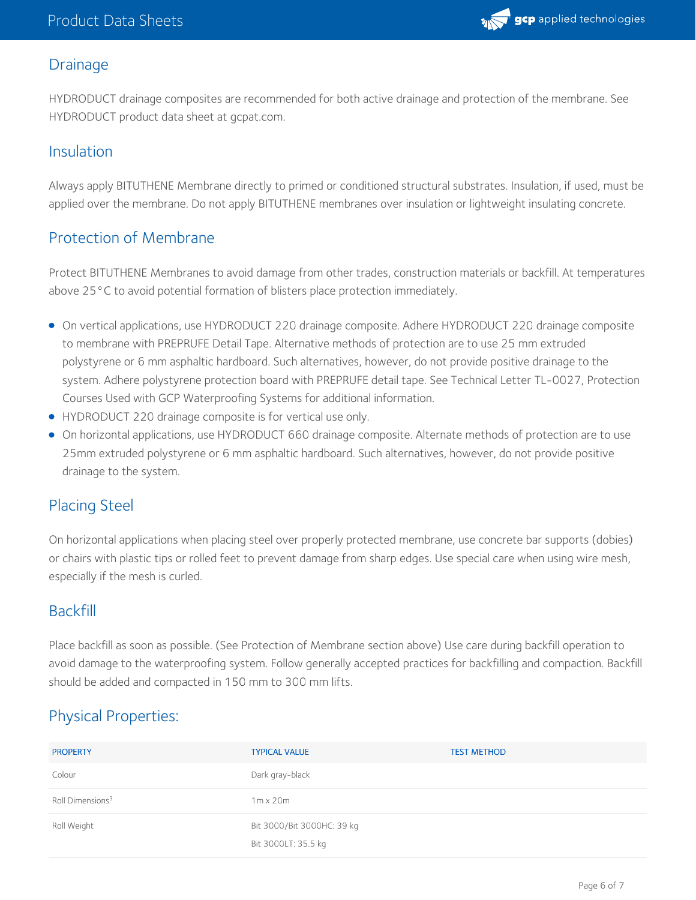## Drainage

HYDRODUCT drainage composites are recommended for both active drainage and protection of the membrane. See HYDRODUCT product data sheet at gcpat.com.

## Insulation

Always apply BITUTHENE Membrane directly to primed or conditioned structural substrates. Insulation, if used, must be applied over the membrane. Do not apply BITUTHENE membranes over insulation or lightweight insulating concrete.

## Protection of Membrane

Protect BITUTHENE Membranes to avoid damage from other trades, construction materials or backfill. At temperatures above 25°C to avoid potential formation of blisters place protection immediately.

- On vertical applications, use HYDRODUCT 220 drainage composite. Adhere HYDRODUCT 220 drainage composite to membrane with PREPRUFE Detail Tape. Alternative methods of protection are to use 25 mm extruded polystyrene or 6 mm asphaltic hardboard. Such alternatives, however, do not provide positive drainage to the system. Adhere polystyrene protection board with PREPRUFE detail tape. See Technical Letter TL-0027, Protection Courses Used with GCP Waterproofing Systems for additional information.
- HYDRODUCT 220 drainage composite is for vertical use only.
- On horizontal applications, use HYDRODUCT 660 drainage composite. Alternate methods of protection are to use 25mm extruded polystyrene or 6 mm asphaltic hardboard. Such alternatives, however, do not provide positive drainage to the system.

## Placing Steel

On horizontal applications when placing steel over properly protected membrane, use concrete bar supports (dobies) or chairs with plastic tips or rolled feet to prevent damage from sharp edges. Use special care when using wire mesh, especially if the mesh is curled.

## Backfill

Place backfill as soon as possible. (See Protection of Membrane section above) Use care during backfill operation to avoid damage to the waterproofing system. Follow generally accepted practices for backfilling and compaction. Backfill should be added and compacted in 150 mm to 300 mm lifts.

## Physical Properties:

| PROPERTY | TYPICAL VALUE | TEST METHOD |
|---|---|---|
| Colour | Dark gray-black | |
| Roll Dimensions[3] | 1m x 20m | |
| Roll Weight | Bit 3000/Bit 3000HC: 39 kg<br>Bit 3000LT: 35.5 kg | |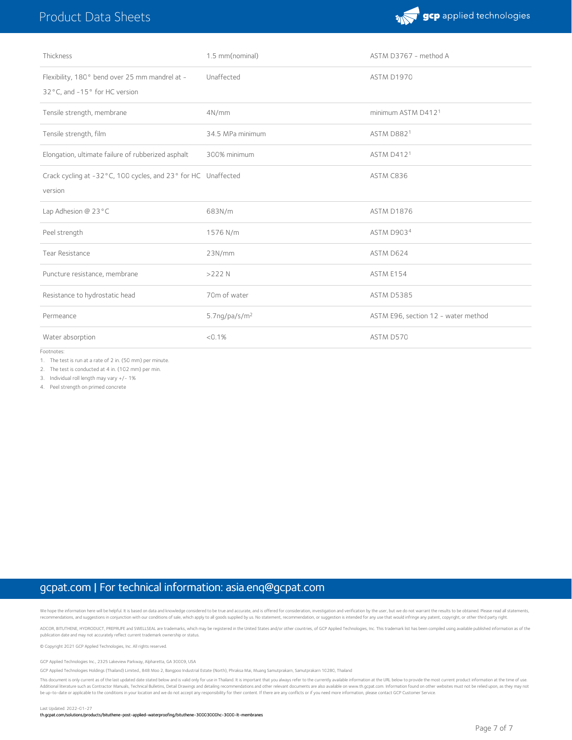| | | |
|---|---|---|
| Thickness | 1.5 mm(nominal) | ASTM D3767 - method A |
| Flexibility, 180° bend over 25 mm mandrel at -32°C, and -15° for HC version | Unaffected | ASTM D1970 |
| Tensile strength, membrane | 4N/mm | minimum ASTM D412[1] |
| Tensile strength, film | 34.5 MPa minimum | ASTM D882[1] |
| Elongation, ultimate failure of rubberized asphalt | 300% minimum | ASTM D412[1] |
| Crack cycling at -32°C, 100 cycles, and 23° for HC version | Unaffected | ASTM C836 |
| Lap Adhesion @ 23°C | 683N/m | ASTM D1876 |
| Peel strength | 1576 N/m | ASTM D903[4] |
| Tear Resistance | 23N/mm | ASTM D624 |
| Puncture resistance, membrane | >222 N | ASTM E154 |
| Resistance to hydrostatic head | 70m of water | ASTM D5385 |
| Permeance | 5.7ng/pa/s/m$^2$ | ASTM E96, section 12 - water method |
| Water absorption | <0.1% | ASTM D570 |

Footnotes:

1. The test is run at a rate of 2 in. (50 mm) per minute.
2. The test is conducted at 4 in. (102 mm) per min.
3. Individual roll length may vary +/- 1%
4. Peel strength on primed concrete

## gcpat.com | For technical information: asia.enq@gcpat.com

We hope the information here will be helpful. It is based on data and knowledge considered to be true and accurate, and is offered for consideration, investigation and verification by the user, but we do not warrant the results to be obtained. Please read all statements, recommendations, and suggestions in conjunction with our conditions of sale, which apply to all goods supplied by us. No statement, recommendation, or suggestion is intended for any use that would infringe any patent, copyright, or other third party right.

ADCOR, BITUTHENE, HYDRODUCT, PREPRUFE and SWELLSEAL are trademarks, which may be registered in the United States and/or other countries, of GCP Applied Technologies, Inc. This trademark list has been compiled using available published information as of the publication date and may not accurately reflect current trademark ownership or status.

© Copyright 2021 GCP Applied Technologies, Inc. All rights reserved.

GCP Applied Technologies Inc., 2325 Lakeview Parkway, Alpharetta, GA 30009, USA

GCP Applied Technologies Holdings (Thailand) Limited., 848 Moo 2, Bangpoo Industrial Estate (North), Phraksa Mai, Muang Samutprakarn, Samutprakarn 10280, Thailand

This document is only current as of the last updated date stated below and is valid only for use in Thailand. It is important that you always refer to the currently available information at the URL below to provide the most current product information at the time of use. Additional literature such as Contractor Manuals, Technical Bulletins, Detail Drawings and detailing recommendations and other relevant documents are also available on www.th.gcpat.com. Information found on other websites must not be relied upon, as they may not be up-to-date or applicable to the conditions in your location and we do not accept any responsibility for their content. If there are any conflicts or if you need more information, please contact GCP Customer Service.

Last Updated: 2022-01-27
th.gcpat.com/solutions/products/bituthene-post-applied-waterproofing/bituthene-30003000hc-3000-lt-membranes